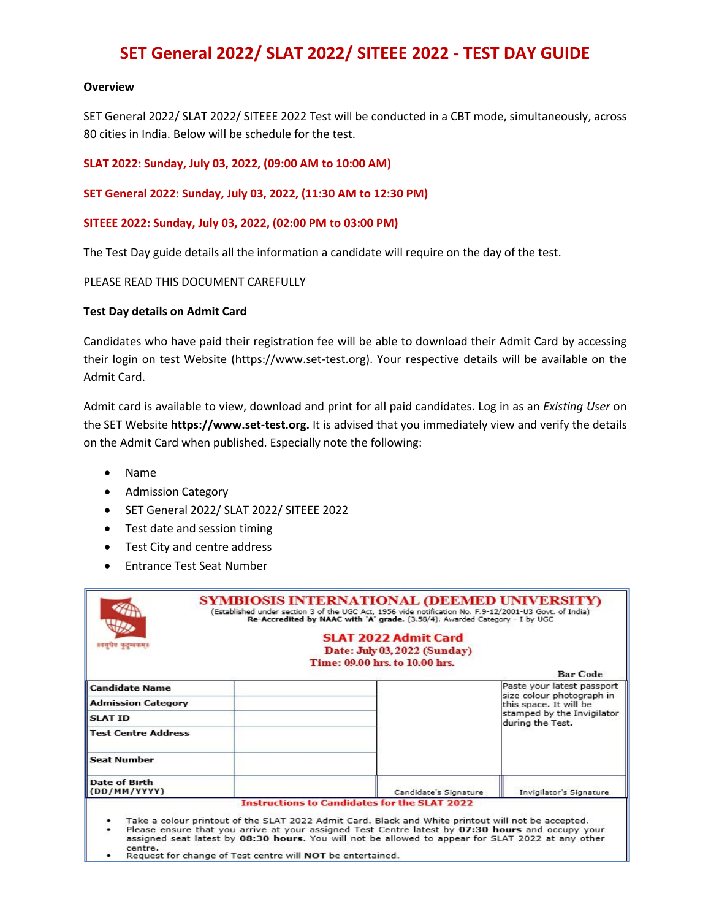# SET General 2022/ SLAT 2022/ SITEEE 2022 - TEST DAY GUIDE

**Overview**

SET General 2022/ SLAT 2022/ SITEEE 2022 Test will be conducted in a CBT mode, simultaneously, across 80 cities in India. Below will be schedule for the test.

**SLAT 2022: Sunday, July 03, 2022, (09:00 AM to 10:00 AM)**

**SET General 2022: Sunday, July 03, 2022, (11:30 AM to 12:30 PM)**

**SITEEE 2022: Sunday, July 03, 2022, (02:00 PM to 03:00 PM)**

The Test Day guide details all the information a candidate will require on the day of the test.

PLEASE READ THIS DOCUMENT CAREFULLY

**Test Day details on Admit Card**

Candidates who have paid their registration fee will be able to download their Admit Card by accessing their login on test Website (https://www.set-test.org). Your respective details will be available on the Admit Card.

Admit card is available to view, download and print for all paid candidates. Log in as an *Existing User* on the SET Website **https://www.set-test.org.** It is advised that you immediately view and verify the details on the Admit Card when published. Especially note the following:

- Name
- Admission Category
- SET General 2022/ SLAT 2022/ SITEEE 2022
- Test date and session timing
- Test City and centre address
- Entrance Test Seat Number

**SYMBIOSIS INTERNATIONAL (DEEMED UNIVERSITY)**

(Established under section 3 of the UGC Act, 1956 vide notification No. F.9-12/2001-U3 Govt. of India)
**Re-Accredited by NAAC with 'A' grade.** (3.58/4). Awarded Category - I by UGC

वसुधैव कुटुम्बकम्

**SLAT 2022 Admit Card**
**Date: July 03, 2022 (Sunday)**
**Time: 09.00 hrs. to 10.00 hrs.**

**Bar Code**

| | | | |
|---|---|---|---|
| **Candidate Name** | | | Paste your latest passport size colour photograph in this space. It will be stamped by the Invigilator during the Test. |
| **Admission Category** | | | |
| **SLAT ID** | | | |
| **Test Centre Address** | | | |
| **Seat Number** | | | |
| **Date of Birth (DD/MM/YYYY)** | | Candidate's Signature | Invigilator's Signature |

**Instructions to Candidates for the SLAT 2022**

- Take a colour printout of the SLAT 2022 Admit Card. Black and White printout will not be accepted.
- Please ensure that you arrive at your assigned Test Centre latest by **07:30 hours** and occupy your assigned seat latest by **08:30 hours**. You will not be allowed to appear for SLAT 2022 at any other centre.
- Request for change of Test centre will **NOT** be entertained.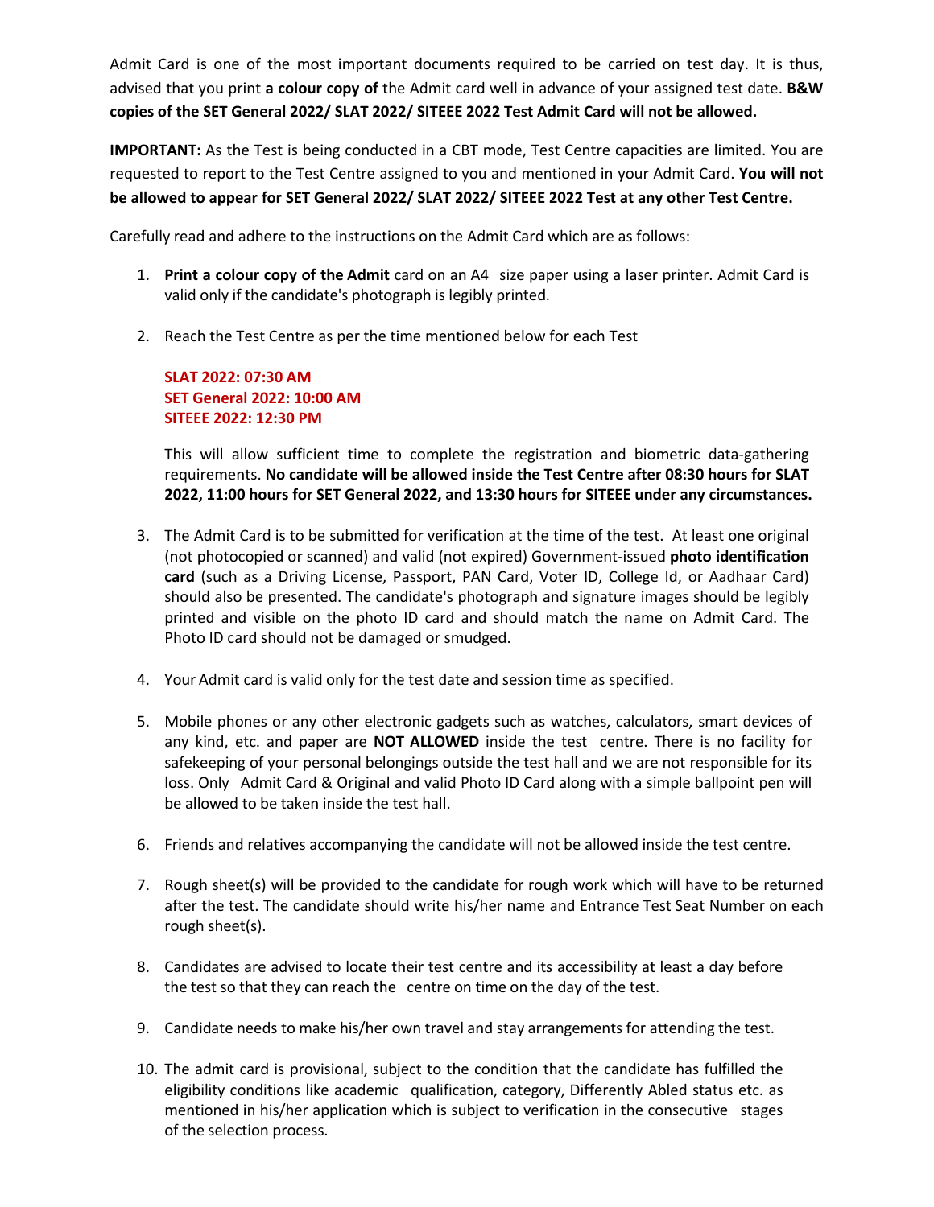Admit Card is one of the most important documents required to be carried on test day. It is thus, advised that you print **a colour copy of** the Admit card well in advance of your assigned test date. **B&W copies of the SET General 2022/ SLAT 2022/ SITEEE 2022 Test Admit Card will not be allowed.**

**IMPORTANT:** As the Test is being conducted in a CBT mode, Test Centre capacities are limited. You are requested to report to the Test Centre assigned to you and mentioned in your Admit Card. **You will not be allowed to appear for SET General 2022/ SLAT 2022/ SITEEE 2022 Test at any other Test Centre.**

Carefully read and adhere to the instructions on the Admit Card which are as follows:

1. **Print a colour copy of the Admit** card on an A4 size paper using a laser printer. Admit Card is valid only if the candidate's photograph is legibly printed.

2. Reach the Test Centre as per the time mentioned below for each Test

   **SLAT 2022: 07:30 AM**
   **SET General 2022: 10:00 AM**
   **SITEEE 2022: 12:30 PM**

   This will allow sufficient time to complete the registration and biometric data-gathering requirements. **No candidate will be allowed inside the Test Centre after 08:30 hours for SLAT 2022, 11:00 hours for SET General 2022, and 13:30 hours for SITEEE under any circumstances.**

3. The Admit Card is to be submitted for verification at the time of the test. At least one original (not photocopied or scanned) and valid (not expired) Government-issued **photo identification card** (such as a Driving License, Passport, PAN Card, Voter ID, College Id, or Aadhaar Card) should also be presented. The candidate's photograph and signature images should be legibly printed and visible on the photo ID card and should match the name on Admit Card. The Photo ID card should not be damaged or smudged.

4. Your Admit card is valid only for the test date and session time as specified.

5. Mobile phones or any other electronic gadgets such as watches, calculators, smart devices of any kind, etc. and paper are **NOT ALLOWED** inside the test centre. There is no facility for safekeeping of your personal belongings outside the test hall and we are not responsible for its loss. Only Admit Card & Original and valid Photo ID Card along with a simple ballpoint pen will be allowed to be taken inside the test hall.

6. Friends and relatives accompanying the candidate will not be allowed inside the test centre.

7. Rough sheet(s) will be provided to the candidate for rough work which will have to be returned after the test. The candidate should write his/her name and Entrance Test Seat Number on each rough sheet(s).

8. Candidates are advised to locate their test centre and its accessibility at least a day before the test so that they can reach the centre on time on the day of the test.

9. Candidate needs to make his/her own travel and stay arrangements for attending the test.

10. The admit card is provisional, subject to the condition that the candidate has fulfilled the eligibility conditions like academic qualification, category, Differently Abled status etc. as mentioned in his/her application which is subject to verification in the consecutive stages of the selection process.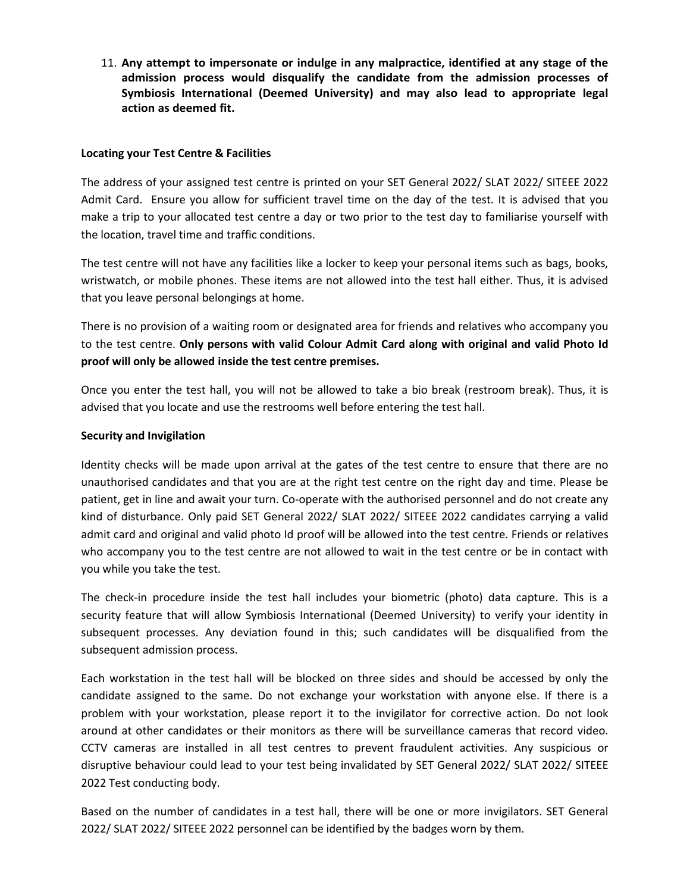11. **Any attempt to impersonate or indulge in any malpractice, identified at any stage of the admission process would disqualify the candidate from the admission processes of Symbiosis International (Deemed University) and may also lead to appropriate legal action as deemed fit.**

**Locating your Test Centre & Facilities**

The address of your assigned test centre is printed on your SET General 2022/ SLAT 2022/ SITEEE 2022 Admit Card. Ensure you allow for sufficient travel time on the day of the test. It is advised that you make a trip to your allocated test centre a day or two prior to the test day to familiarise yourself with the location, travel time and traffic conditions.

The test centre will not have any facilities like a locker to keep your personal items such as bags, books, wristwatch, or mobile phones. These items are not allowed into the test hall either. Thus, it is advised that you leave personal belongings at home.

There is no provision of a waiting room or designated area for friends and relatives who accompany you to the test centre. **Only persons with valid Colour Admit Card along with original and valid Photo Id proof will only be allowed inside the test centre premises.**

Once you enter the test hall, you will not be allowed to take a bio break (restroom break). Thus, it is advised that you locate and use the restrooms well before entering the test hall.

**Security and Invigilation**

Identity checks will be made upon arrival at the gates of the test centre to ensure that there are no unauthorised candidates and that you are at the right test centre on the right day and time. Please be patient, get in line and await your turn. Co-operate with the authorised personnel and do not create any kind of disturbance. Only paid SET General 2022/ SLAT 2022/ SITEEE 2022 candidates carrying a valid admit card and original and valid photo Id proof will be allowed into the test centre. Friends or relatives who accompany you to the test centre are not allowed to wait in the test centre or be in contact with you while you take the test.

The check-in procedure inside the test hall includes your biometric (photo) data capture. This is a security feature that will allow Symbiosis International (Deemed University) to verify your identity in subsequent processes. Any deviation found in this; such candidates will be disqualified from the subsequent admission process.

Each workstation in the test hall will be blocked on three sides and should be accessed by only the candidate assigned to the same. Do not exchange your workstation with anyone else. If there is a problem with your workstation, please report it to the invigilator for corrective action. Do not look around at other candidates or their monitors as there will be surveillance cameras that record video. CCTV cameras are installed in all test centres to prevent fraudulent activities. Any suspicious or disruptive behaviour could lead to your test being invalidated by SET General 2022/ SLAT 2022/ SITEEE 2022 Test conducting body.

Based on the number of candidates in a test hall, there will be one or more invigilators. SET General 2022/ SLAT 2022/ SITEEE 2022 personnel can be identified by the badges worn by them.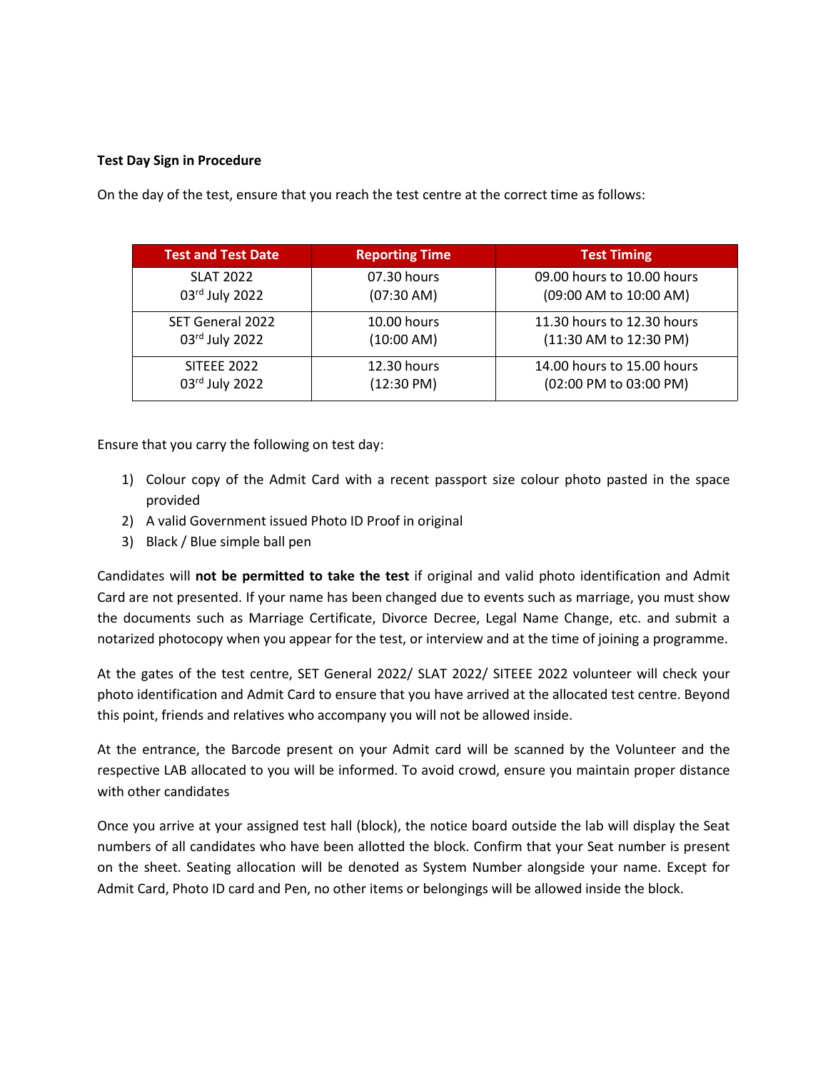**Test Day Sign in Procedure**

On the day of the test, ensure that you reach the test centre at the correct time as follows:

| Test and Test Date | Reporting Time | Test Timing |
|---|---|---|
| SLAT 2022<br>03rd July 2022 | 07.30 hours<br>(07:30 AM) | 09.00 hours to 10.00 hours<br>(09:00 AM to 10:00 AM) |
| SET General 2022<br>03rd July 2022 | 10.00 hours<br>(10:00 AM) | 11.30 hours to 12.30 hours<br>(11:30 AM to 12:30 PM) |
| SITEEE 2022<br>03rd July 2022 | 12.30 hours<br>(12:30 PM) | 14.00 hours to 15.00 hours<br>(02:00 PM to 03:00 PM) |

Ensure that you carry the following on test day:

1) Colour copy of the Admit Card with a recent passport size colour photo pasted in the space provided
2) A valid Government issued Photo ID Proof in original
3) Black / Blue simple ball pen

Candidates will **not be permitted to take the test** if original and valid photo identification and Admit Card are not presented. If your name has been changed due to events such as marriage, you must show the documents such as Marriage Certificate, Divorce Decree, Legal Name Change, etc. and submit a notarized photocopy when you appear for the test, or interview and at the time of joining a programme.

At the gates of the test centre, SET General 2022/ SLAT 2022/ SITEEE 2022 volunteer will check your photo identification and Admit Card to ensure that you have arrived at the allocated test centre. Beyond this point, friends and relatives who accompany you will not be allowed inside.

At the entrance, the Barcode present on your Admit card will be scanned by the Volunteer and the respective LAB allocated to you will be informed. To avoid crowd, ensure you maintain proper distance with other candidates

Once you arrive at your assigned test hall (block), the notice board outside the lab will display the Seat numbers of all candidates who have been allotted the block. Confirm that your Seat number is present on the sheet. Seating allocation will be denoted as System Number alongside your name. Except for Admit Card, Photo ID card and Pen, no other items or belongings will be allowed inside the block.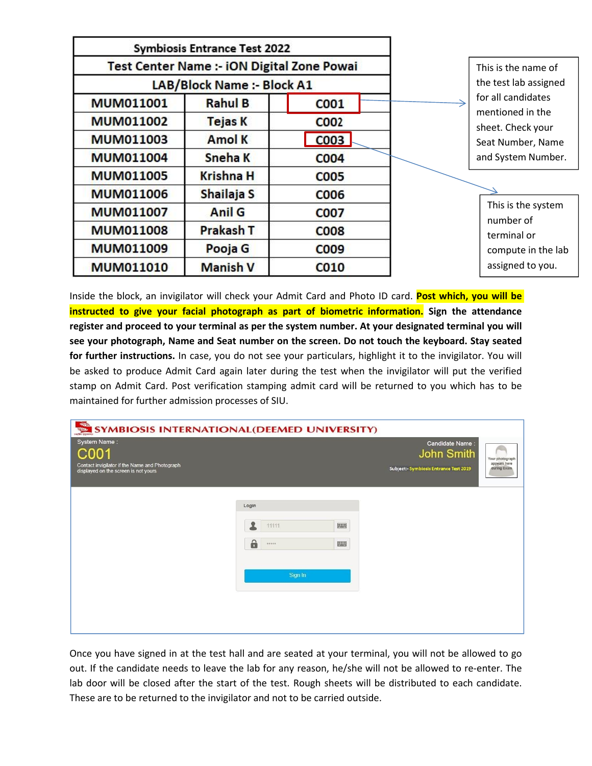| Symbiosis Entrance Test 2022 | | |
|---|---|---|
| Test Center Name :- iON Digital Zone Powai | | |
| LAB/Block Name :- Block A1 | | |
| MUM011001 | Rahul B | C001 |
| MUM011002 | Tejas K | C002 |
| MUM011003 | Amol K | C003 |
| MUM011004 | Sneha K | C004 |
| MUM011005 | Krishna H | C005 |
| MUM011006 | Shailaja S | C006 |
| MUM011007 | Anil G | C007 |
| MUM011008 | Prakash T | C008 |
| MUM011009 | Pooja G | C009 |
| MUM011010 | Manish V | C010 |

This is the name of the test lab assigned for all candidates mentioned in the sheet. Check your Seat Number, Name and System Number.

This is the system number of terminal or compute in the lab assigned to you.

Inside the block, an invigilator will check your Admit Card and Photo ID card. **Post which, you will be instructed to give your facial photograph as part of biometric information. Sign the attendance register and proceed to your terminal as per the system number. At your designated terminal you will see your photograph, Name and Seat number on the screen. Do not touch the keyboard. Stay seated for further instructions.** In case, you do not see your particulars, highlight it to the invigilator. You will be asked to produce Admit Card again later during the test when the invigilator will put the verified stamp on Admit Card. Post verification stamping admit card will be returned to you which has to be maintained for further admission processes of SIU.

SYMBIOSIS INTERNATIONAL(DEEMED UNIVERSITY)

System Name :
C001
Contact invigilator if the Name and Photograph displayed on the screen is not yours

Candidate Name :
John Smith
Subject:- Symbiosis Entrance Test 2019

Your photograph appears here during Exam

Login

11111

•••••

Sign In

Once you have signed in at the test hall and are seated at your terminal, you will not be allowed to go out. If the candidate needs to leave the lab for any reason, he/she will not be allowed to re-enter. The lab door will be closed after the start of the test. Rough sheets will be distributed to each candidate. These are to be returned to the invigilator and not to be carried outside.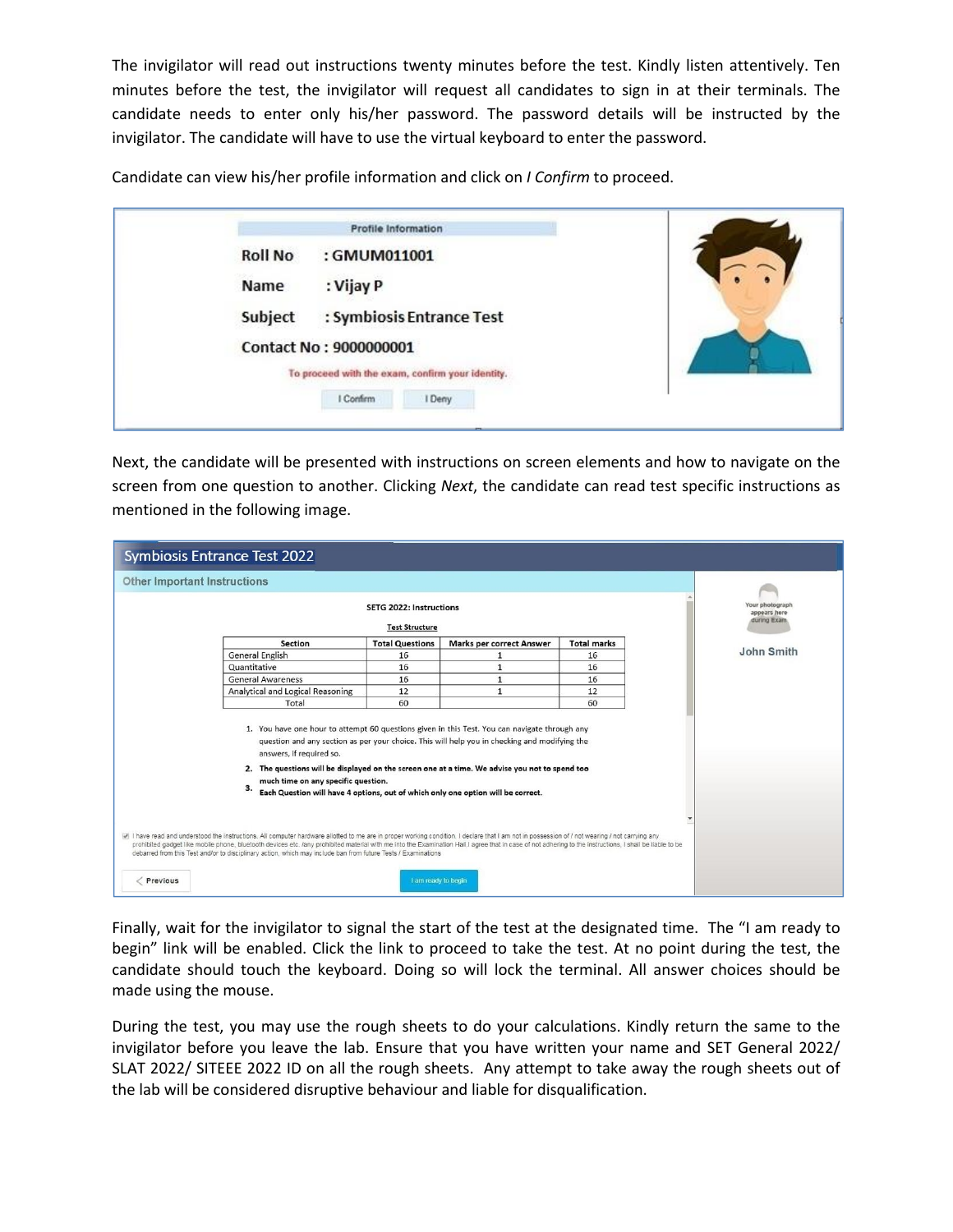The invigilator will read out instructions twenty minutes before the test. Kindly listen attentively. Ten minutes before the test, the invigilator will request all candidates to sign in at their terminals. The candidate needs to enter only his/her password. The password details will be instructed by the invigilator. The candidate will have to use the virtual keyboard to enter the password.

Candidate can view his/her profile information and click on *I Confirm* to proceed.

Profile Information

Roll No : GMUM011001

Name : Vijay P

Subject : Symbiosis Entrance Test

Contact No : 9000000001

To proceed with the exam, confirm your identity.

I Confirm | I Deny

Next, the candidate will be presented with instructions on screen elements and how to navigate on the screen from one question to another. Clicking *Next*, the candidate can read test specific instructions as mentioned in the following image.

Symbiosis Entrance Test 2022

Other Important Instructions

SETG 2022: Instructions

Test Structure

| Section | Total Questions | Marks per correct Answer | Total marks |
|---|---|---|---|
| General English | 16 | 1 | 16 |
| Quantitative | 16 | 1 | 16 |
| General Awareness | 16 | 1 | 16 |
| Analytical and Logical Reasoning | 12 | 1 | 12 |
| Total | 60 | | 60 |

1. You have one hour to attempt 60 questions given in this Test. You can navigate through any question and any section as per your choice. This will help you in checking and modifying the answers, if required so.
2. **The questions will be displayed on the screen one at a time. We advise you not to spend too much time on any specific question.**
3. **Each Question will have 4 options, out of which only one option will be correct.**

Your photograph appears here during Exam

John Smith

I have read and understood the instructions. All computer hardware allotted to me are in proper working condition. I declare that I am not in possession of / not wearing / not carrying any prohibited gadget like mobile phone, bluetooth devices etc. /any prohibited material with me into the Examination Hall.I agree that in case of not adhering to the instructions, I shall be liable to be debarred from this Test and/or to disciplinary action, which may include ban from future Tests / Examinations

< Previous | I am ready to begin

Finally, wait for the invigilator to signal the start of the test at the designated time. The "I am ready to begin" link will be enabled. Click the link to proceed to take the test. At no point during the test, the candidate should touch the keyboard. Doing so will lock the terminal. All answer choices should be made using the mouse.

During the test, you may use the rough sheets to do your calculations. Kindly return the same to the invigilator before you leave the lab. Ensure that you have written your name and SET General 2022/ SLAT 2022/ SITEEE 2022 ID on all the rough sheets. Any attempt to take away the rough sheets out of the lab will be considered disruptive behaviour and liable for disqualification.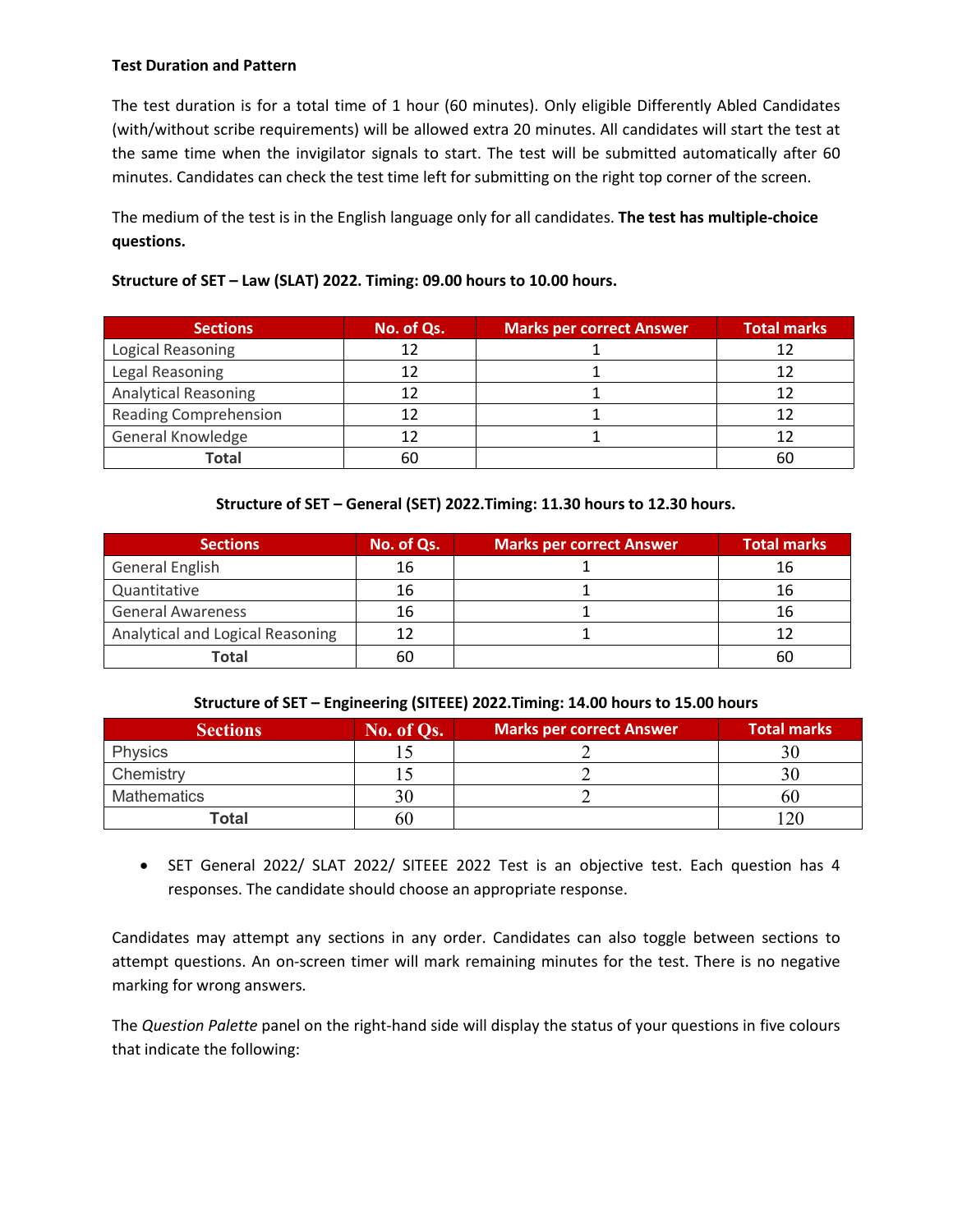**Test Duration and Pattern**

The test duration is for a total time of 1 hour (60 minutes). Only eligible Differently Abled Candidates (with/without scribe requirements) will be allowed extra 20 minutes. All candidates will start the test at the same time when the invigilator signals to start. The test will be submitted automatically after 60 minutes. Candidates can check the test time left for submitting on the right top corner of the screen.

The medium of the test is in the English language only for all candidates. **The test has multiple-choice questions.**

**Structure of SET – Law (SLAT) 2022. Timing: 09.00 hours to 10.00 hours.**

| Sections | No. of Qs. | Marks per correct Answer | Total marks |
|---|---|---|---|
| Logical Reasoning | 12 | 1 | 12 |
| Legal Reasoning | 12 | 1 | 12 |
| Analytical Reasoning | 12 | 1 | 12 |
| Reading Comprehension | 12 | 1 | 12 |
| General Knowledge | 12 | 1 | 12 |
| **Total** | 60 | | 60 |

**Structure of SET – General (SET) 2022.Timing: 11.30 hours to 12.30 hours.**

| Sections | No. of Qs. | Marks per correct Answer | Total marks |
|---|---|---|---|
| General English | 16 | 1 | 16 |
| Quantitative | 16 | 1 | 16 |
| General Awareness | 16 | 1 | 16 |
| Analytical and Logical Reasoning | 12 | 1 | 12 |
| **Total** | 60 | | 60 |

**Structure of SET – Engineering (SITEEE) 2022.Timing: 14.00 hours to 15.00 hours**

| Sections | No. of Qs. | Marks per correct Answer | Total marks |
|---|---|---|---|
| Physics | 15 | 2 | 30 |
| Chemistry | 15 | 2 | 30 |
| Mathematics | 30 | 2 | 60 |
| **Total** | 60 | | 120 |

- SET General 2022/ SLAT 2022/ SITEEE 2022 Test is an objective test. Each question has 4 responses. The candidate should choose an appropriate response.

Candidates may attempt any sections in any order. Candidates can also toggle between sections to attempt questions. An on-screen timer will mark remaining minutes for the test. There is no negative marking for wrong answers.

The *Question Palette* panel on the right-hand side will display the status of your questions in five colours that indicate the following: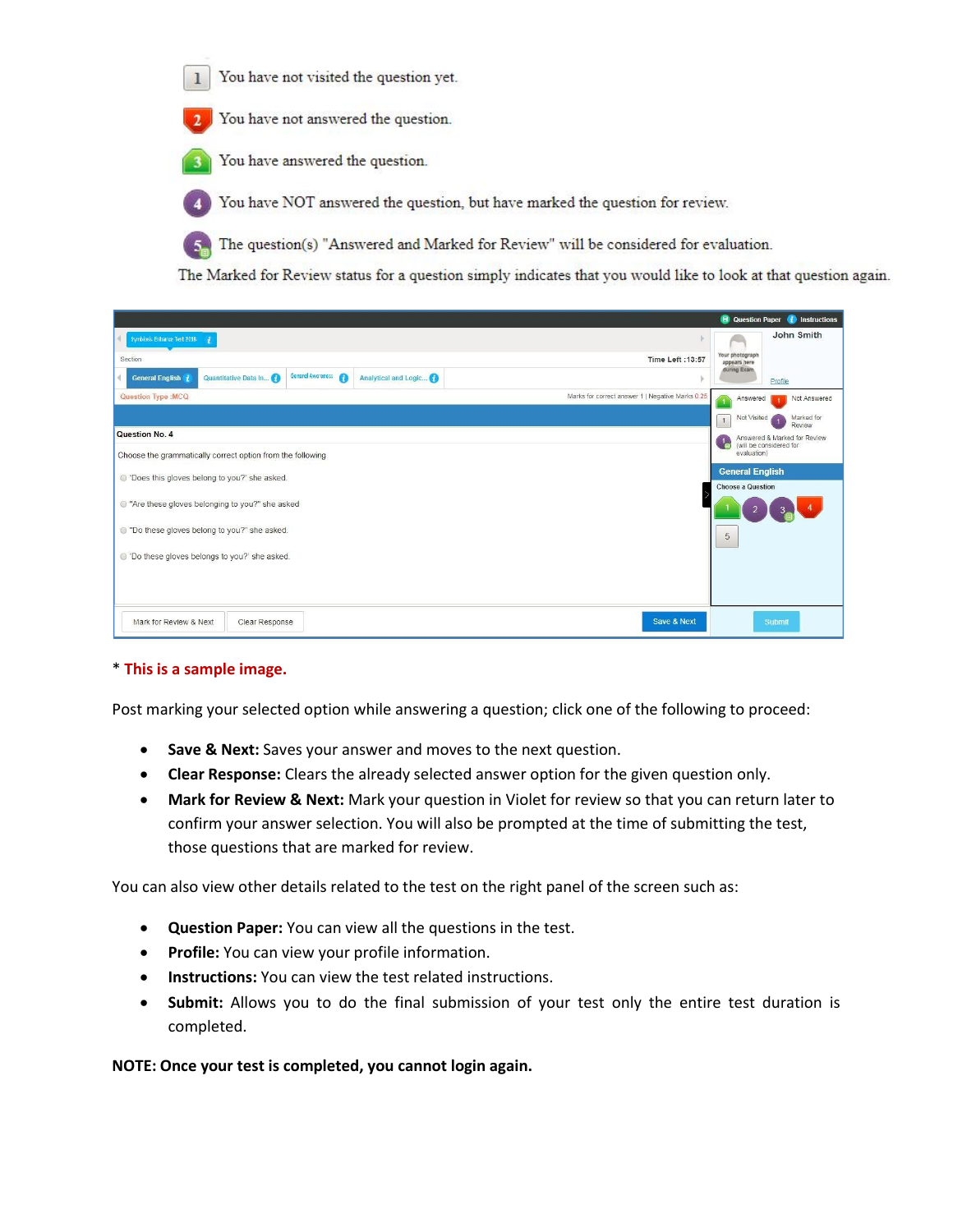1 You have not visited the question yet.

2 You have not answered the question.

3 You have answered the question.

4 You have NOT answered the question, but have marked the question for review.

5 The question(s) "Answered and Marked for Review" will be considered for evaluation.

The Marked for Review status for a question simply indicates that you would like to look at that question again.

\* **This is a sample image.**

Post marking your selected option while answering a question; click one of the following to proceed:

- **Save & Next:** Saves your answer and moves to the next question.
- **Clear Response:** Clears the already selected answer option for the given question only.
- **Mark for Review & Next:** Mark your question in Violet for review so that you can return later to confirm your answer selection. You will also be prompted at the time of submitting the test, those questions that are marked for review.

You can also view other details related to the test on the right panel of the screen such as:

- **Question Paper:** You can view all the questions in the test.
- **Profile:** You can view your profile information.
- **Instructions:** You can view the test related instructions.
- **Submit:** Allows you to do the final submission of your test only the entire test duration is completed.

**NOTE: Once your test is completed, you cannot login again.**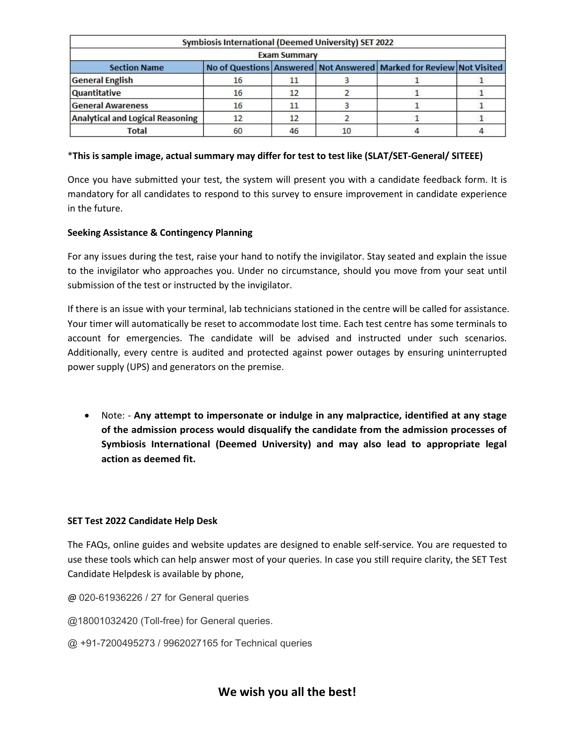| Symbiosis International (Deemed University) SET 2022 | | | | | |
|---|---|---|---|---|---|
| Exam Summary | | | | | |
| Section Name | No of Questions | Answered | Not Answered | Marked for Review | Not Visited |
| General English | 16 | 11 | 3 | 1 | 1 |
| Quantitative | 16 | 12 | 2 | 1 | 1 |
| General Awareness | 16 | 11 | 3 | 1 | 1 |
| Analytical and Logical Reasoning | 12 | 12 | 2 | 1 | 1 |
| Total | 60 | 46 | 10 | 4 | 4 |

***This is sample image, actual summary may differ for test to test like (SLAT/SET-General/ SITEEE)**

Once you have submitted your test, the system will present you with a candidate feedback form. It is mandatory for all candidates to respond to this survey to ensure improvement in candidate experience in the future.

**Seeking Assistance & Contingency Planning**

For any issues during the test, raise your hand to notify the invigilator. Stay seated and explain the issue to the invigilator who approaches you. Under no circumstance, should you move from your seat until submission of the test or instructed by the invigilator.

If there is an issue with your terminal, lab technicians stationed in the centre will be called for assistance. Your timer will automatically be reset to accommodate lost time. Each test centre has some terminals to account for emergencies. The candidate will be advised and instructed under such scenarios. Additionally, every centre is audited and protected against power outages by ensuring uninterrupted power supply (UPS) and generators on the premise.

- Note: - **Any attempt to impersonate or indulge in any malpractice, identified at any stage of the admission process would disqualify the candidate from the admission processes of Symbiosis International (Deemed University) and may also lead to appropriate legal action as deemed fit.**

**SET Test 2022 Candidate Help Desk**

The FAQs, online guides and website updates are designed to enable self-service. You are requested to use these tools which can help answer most of your queries. In case you still require clarity, the SET Test Candidate Helpdesk is available by phone,

@ 020-61936226 / 27 for General queries

@18001032420 (Toll-free) for General queries.

@ +91-7200495273 / 9962027165 for Technical queries

## We wish you all the best!